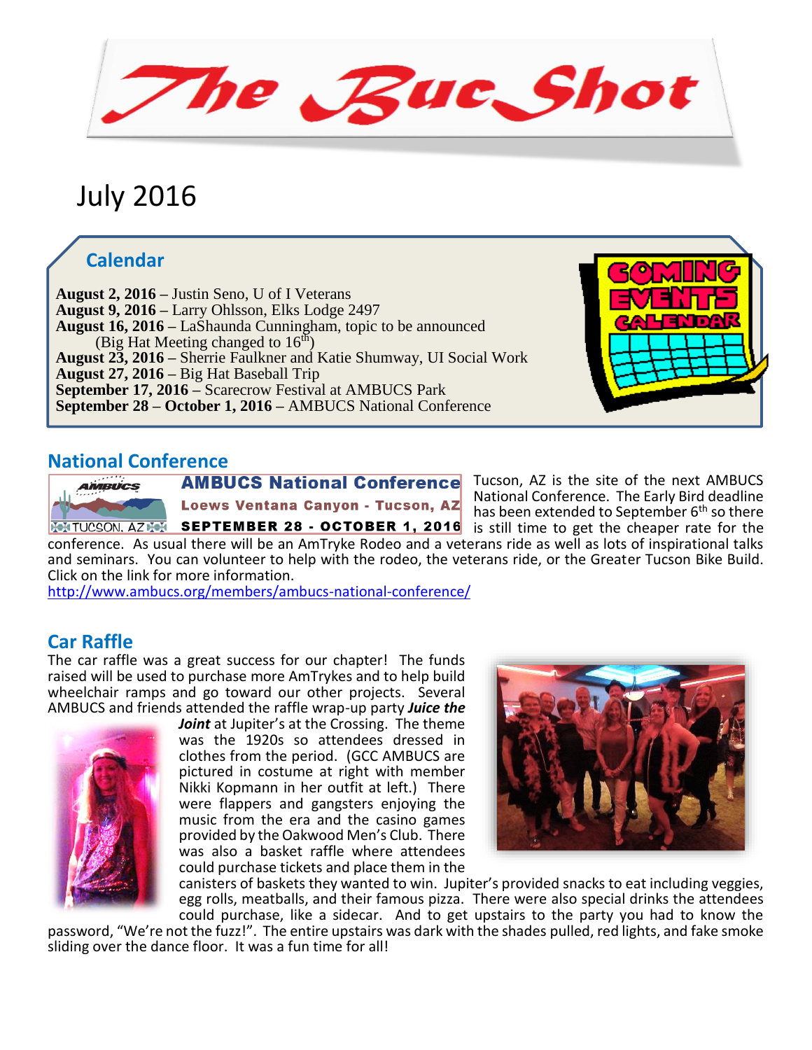# The Buc Shot

## July 2016

### Calendar

**August 2, 2016 –** Justin Seno, U of I Veterans
**August 9, 2016 –** Larry Ohlsson, Elks Lodge 2497
**August 16, 2016 –** LaShaunda Cunningham, topic to be announced
(Big Hat Meeting changed to 16th)
**August 23, 2016 –** Sherrie Faulkner and Katie Shumway, UI Social Work
**August 27, 2016 –** Big Hat Baseball Trip
**September 17, 2016 –** Scarecrow Festival at AMBUCS Park
**September 28 – October 1, 2016 –** AMBUCS National Conference

## National Conference

**AMBUCS National Conference**
**Loews Ventana Canyon - Tucson, AZ**
**SEPTEMBER 28 - OCTOBER 1, 2016**

Tucson, AZ is the site of the next AMBUCS National Conference. The Early Bird deadline has been extended to September 6th so there is still time to get the cheaper rate for the conference. As usual there will be an AmTryke Rodeo and a veterans ride as well as lots of inspirational talks and seminars. You can volunteer to help with the rodeo, the veterans ride, or the Greater Tucson Bike Build. Click on the link for more information.
http://www.ambucs.org/members/ambucs-national-conference/

## Car Raffle

The car raffle was a great success for our chapter! The funds raised will be used to purchase more AmTrykes and to help build wheelchair ramps and go toward our other projects. Several AMBUCS and friends attended the raffle wrap-up party ***Juice the Joint*** at Jupiter's at the Crossing. The theme was the 1920s so attendees dressed in clothes from the period. (GCC AMBUCS are pictured in costume at right with member Nikki Kopmann in her outfit at left.) There were flappers and gangsters enjoying the music from the era and the casino games provided by the Oakwood Men's Club. There was also a basket raffle where attendees could purchase tickets and place them in the canisters of baskets they wanted to win. Jupiter's provided snacks to eat including veggies, egg rolls, meatballs, and their famous pizza. There were also special drinks the attendees could purchase, like a sidecar. And to get upstairs to the party you had to know the password, "We're not the fuzz!". The entire upstairs was dark with the shades pulled, red lights, and fake smoke sliding over the dance floor. It was a fun time for all!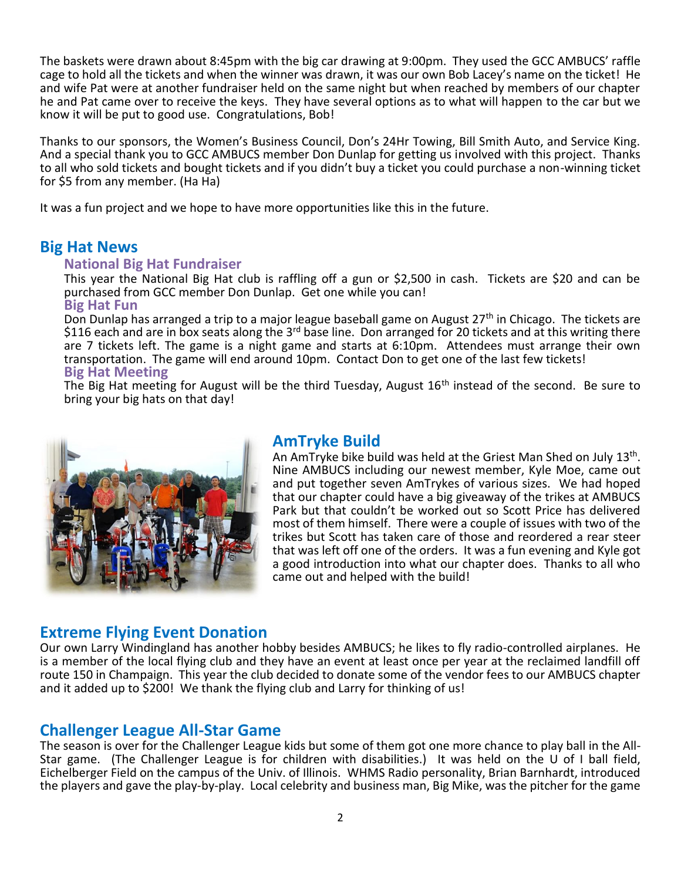The baskets were drawn about 8:45pm with the big car drawing at 9:00pm. They used the GCC AMBUCS' raffle cage to hold all the tickets and when the winner was drawn, it was our own Bob Lacey's name on the ticket! He and wife Pat were at another fundraiser held on the same night but when reached by members of our chapter he and Pat came over to receive the keys. They have several options as to what will happen to the car but we know it will be put to good use. Congratulations, Bob!

Thanks to our sponsors, the Women's Business Council, Don's 24Hr Towing, Bill Smith Auto, and Service King. And a special thank you to GCC AMBUCS member Don Dunlap for getting us involved with this project. Thanks to all who sold tickets and bought tickets and if you didn't buy a ticket you could purchase a non-winning ticket for $5 from any member. (Ha Ha)

It was a fun project and we hope to have more opportunities like this in the future.

## Big Hat News

### National Big Hat Fundraiser

This year the National Big Hat club is raffling off a gun or $2,500 in cash. Tickets are $20 and can be purchased from GCC member Don Dunlap. Get one while you can!

### Big Hat Fun

Don Dunlap has arranged a trip to a major league baseball game on August 27th in Chicago. The tickets are $116 each and are in box seats along the 3rd base line. Don arranged for 20 tickets and at this writing there are 7 tickets left. The game is a night game and starts at 6:10pm. Attendees must arrange their own transportation. The game will end around 10pm. Contact Don to get one of the last few tickets!

### Big Hat Meeting

The Big Hat meeting for August will be the third Tuesday, August 16th instead of the second. Be sure to bring your big hats on that day!

## AmTryke Build

An AmTryke bike build was held at the Griest Man Shed on July 13th. Nine AMBUCS including our newest member, Kyle Moe, came out and put together seven AmTrykes of various sizes. We had hoped that our chapter could have a big giveaway of the trikes at AMBUCS Park but that couldn't be worked out so Scott Price has delivered most of them himself. There were a couple of issues with two of the trikes but Scott has taken care of those and reordered a rear steer that was left off one of the orders. It was a fun evening and Kyle got a good introduction into what our chapter does. Thanks to all who came out and helped with the build!

## Extreme Flying Event Donation

Our own Larry Windingland has another hobby besides AMBUCS; he likes to fly radio-controlled airplanes. He is a member of the local flying club and they have an event at least once per year at the reclaimed landfill off route 150 in Champaign. This year the club decided to donate some of the vendor fees to our AMBUCS chapter and it added up to $200! We thank the flying club and Larry for thinking of us!

## Challenger League All-Star Game

The season is over for the Challenger League kids but some of them got one more chance to play ball in the All-Star game. (The Challenger League is for children with disabilities.) It was held on the U of I ball field, Eichelberger Field on the campus of the Univ. of Illinois. WHMS Radio personality, Brian Barnhardt, introduced the players and gave the play-by-play. Local celebrity and business man, Big Mike, was the pitcher for the game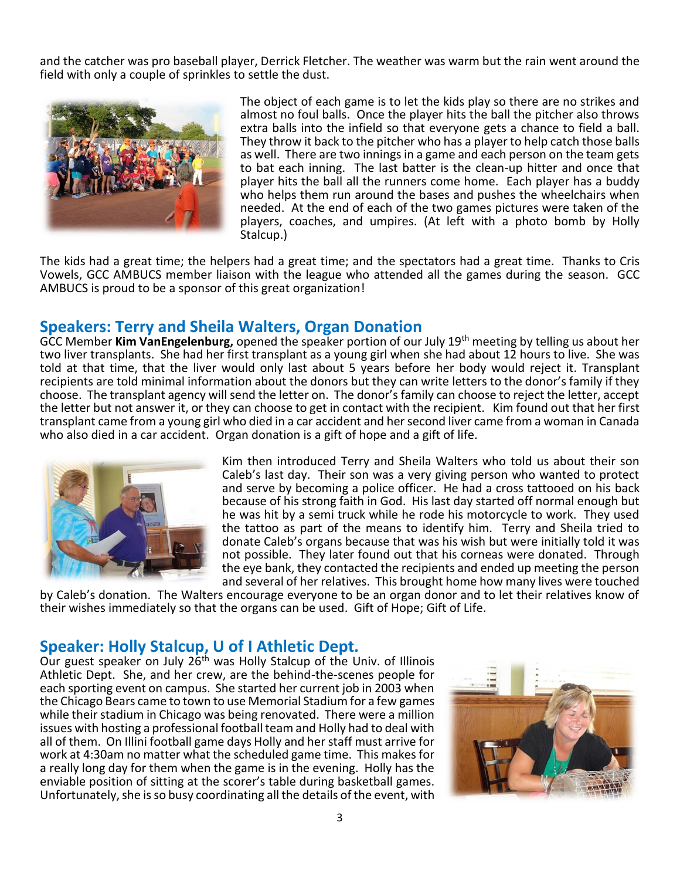and the catcher was pro baseball player, Derrick Fletcher. The weather was warm but the rain went around the field with only a couple of sprinkles to settle the dust.

The object of each game is to let the kids play so there are no strikes and almost no foul balls. Once the player hits the ball the pitcher also throws extra balls into the infield so that everyone gets a chance to field a ball. They throw it back to the pitcher who has a player to help catch those balls as well. There are two innings in a game and each person on the team gets to bat each inning. The last batter is the clean-up hitter and once that player hits the ball all the runners come home. Each player has a buddy who helps them run around the bases and pushes the wheelchairs when needed. At the end of each of the two games pictures were taken of the players, coaches, and umpires. (At left with a photo bomb by Holly Stalcup.)

The kids had a great time; the helpers had a great time; and the spectators had a great time. Thanks to Cris Vowels, GCC AMBUCS member liaison with the league who attended all the games during the season. GCC AMBUCS is proud to be a sponsor of this great organization!

## Speakers: Terry and Sheila Walters, Organ Donation

GCC Member **Kim VanEngelenburg,** opened the speaker portion of our July 19th meeting by telling us about her two liver transplants. She had her first transplant as a young girl when she had about 12 hours to live. She was told at that time, that the liver would only last about 5 years before her body would reject it. Transplant recipients are told minimal information about the donors but they can write letters to the donor's family if they choose. The transplant agency will send the letter on. The donor's family can choose to reject the letter, accept the letter but not answer it, or they can choose to get in contact with the recipient. Kim found out that her first transplant came from a young girl who died in a car accident and her second liver came from a woman in Canada who also died in a car accident. Organ donation is a gift of hope and a gift of life.

Kim then introduced Terry and Sheila Walters who told us about their son Caleb's last day. Their son was a very giving person who wanted to protect and serve by becoming a police officer. He had a cross tattooed on his back because of his strong faith in God. His last day started off normal enough but he was hit by a semi truck while he rode his motorcycle to work. They used the tattoo as part of the means to identify him. Terry and Sheila tried to donate Caleb's organs because that was his wish but were initially told it was not possible. They later found out that his corneas were donated. Through the eye bank, they contacted the recipients and ended up meeting the person and several of her relatives. This brought home how many lives were touched by Caleb's donation. The Walters encourage everyone to be an organ donor and to let their relatives know of their wishes immediately so that the organs can be used. Gift of Hope; Gift of Life.

## Speaker: Holly Stalcup, U of I Athletic Dept.

Our guest speaker on July 26th was Holly Stalcup of the Univ. of Illinois Athletic Dept. She, and her crew, are the behind-the-scenes people for each sporting event on campus. She started her current job in 2003 when the Chicago Bears came to town to use Memorial Stadium for a few games while their stadium in Chicago was being renovated. There were a million issues with hosting a professional football team and Holly had to deal with all of them. On Illini football game days Holly and her staff must arrive for work at 4:30am no matter what the scheduled game time. This makes for a really long day for them when the game is in the evening. Holly has the enviable position of sitting at the scorer's table during basketball games. Unfortunately, she is so busy coordinating all the details of the event, with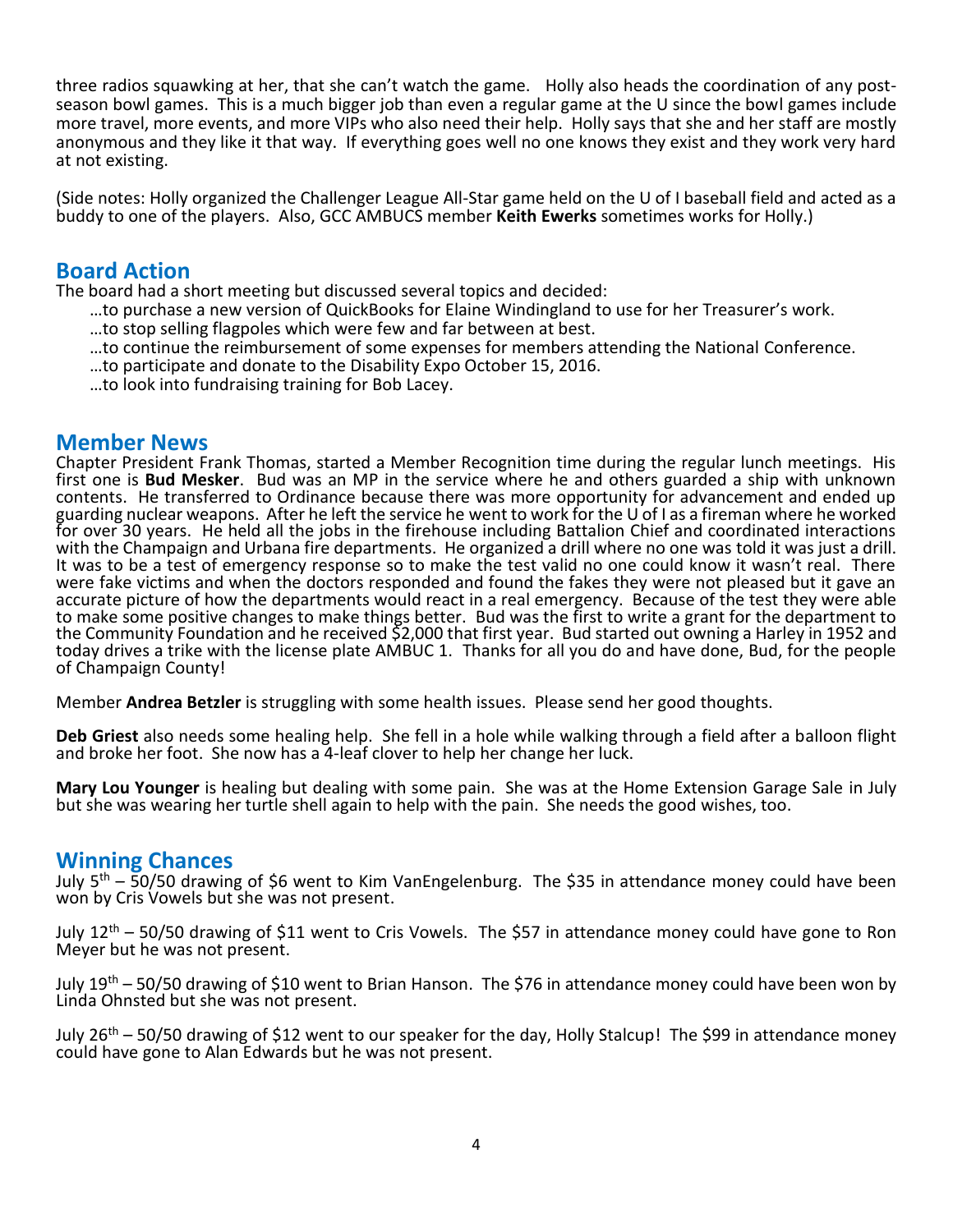three radios squawking at her, that she can't watch the game. Holly also heads the coordination of any post-season bowl games. This is a much bigger job than even a regular game at the U since the bowl games include more travel, more events, and more VIPs who also need their help. Holly says that she and her staff are mostly anonymous and they like it that way. If everything goes well no one knows they exist and they work very hard at not existing.

(Side notes: Holly organized the Challenger League All-Star game held on the U of I baseball field and acted as a buddy to one of the players. Also, GCC AMBUCS member **Keith Ewerks** sometimes works for Holly.)

## Board Action

The board had a short meeting but discussed several topics and decided:

- …to purchase a new version of QuickBooks for Elaine Windingland to use for her Treasurer's work.
- …to stop selling flagpoles which were few and far between at best.
- …to continue the reimbursement of some expenses for members attending the National Conference.
- …to participate and donate to the Disability Expo October 15, 2016.
- …to look into fundraising training for Bob Lacey.

## Member News

Chapter President Frank Thomas, started a Member Recognition time during the regular lunch meetings. His first one is **Bud Mesker**. Bud was an MP in the service where he and others guarded a ship with unknown contents. He transferred to Ordinance because there was more opportunity for advancement and ended up guarding nuclear weapons. After he left the service he went to work for the U of I as a fireman where he worked for over 30 years. He held all the jobs in the firehouse including Battalion Chief and coordinated interactions with the Champaign and Urbana fire departments. He organized a drill where no one was told it was just a drill. It was to be a test of emergency response so to make the test valid no one could know it wasn't real. There were fake victims and when the doctors responded and found the fakes they were not pleased but it gave an accurate picture of how the departments would react in a real emergency. Because of the test they were able to make some positive changes to make things better. Bud was the first to write a grant for the department to the Community Foundation and he received $2,000 that first year. Bud started out owning a Harley in 1952 and today drives a trike with the license plate AMBUC 1. Thanks for all you do and have done, Bud, for the people of Champaign County!

Member **Andrea Betzler** is struggling with some health issues. Please send her good thoughts.

**Deb Griest** also needs some healing help. She fell in a hole while walking through a field after a balloon flight and broke her foot. She now has a 4-leaf clover to help her change her luck.

**Mary Lou Younger** is healing but dealing with some pain. She was at the Home Extension Garage Sale in July but she was wearing her turtle shell again to help with the pain. She needs the good wishes, too.

## Winning Chances

July 5th – 50/50 drawing of $6 went to Kim VanEngelenburg. The $35 in attendance money could have been won by Cris Vowels but she was not present.

July 12th – 50/50 drawing of $11 went to Cris Vowels. The $57 in attendance money could have gone to Ron Meyer but he was not present.

July 19th – 50/50 drawing of $10 went to Brian Hanson. The $76 in attendance money could have been won by Linda Ohnsted but she was not present.

July 26th – 50/50 drawing of $12 went to our speaker for the day, Holly Stalcup! The $99 in attendance money could have gone to Alan Edwards but he was not present.